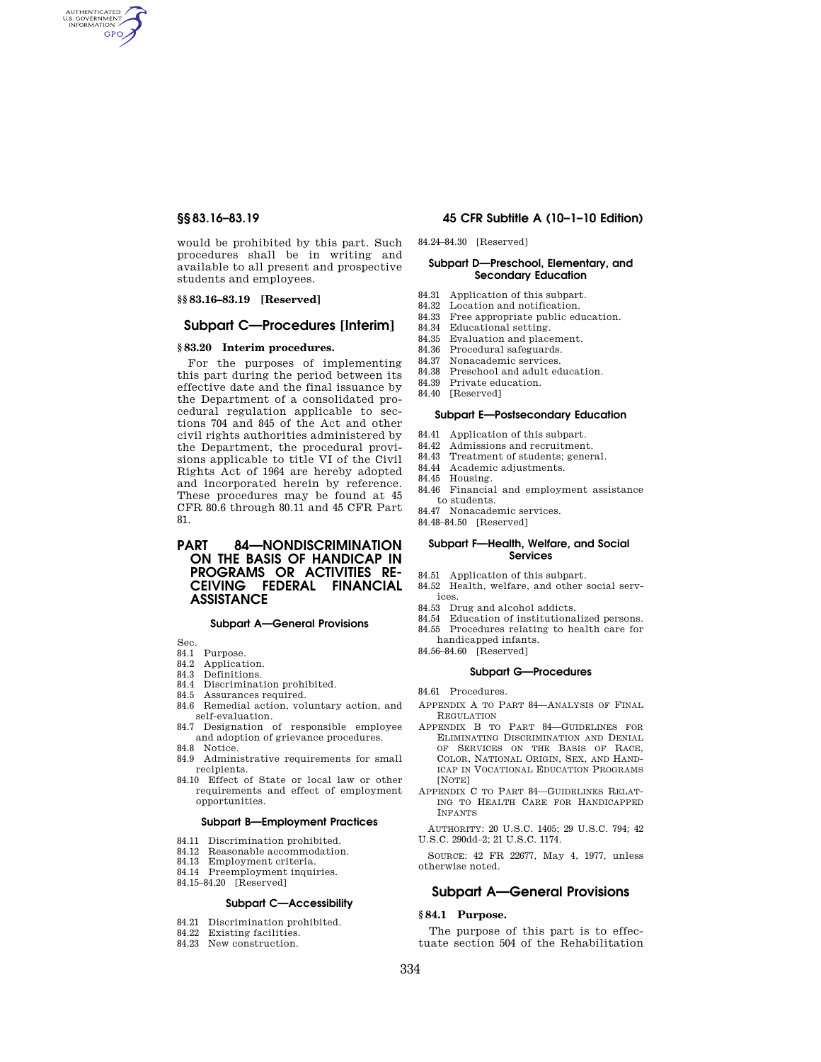would be prohibited by this part. Such procedures shall be in writing and available to all present and prospective students and employees.

**§§ 83.16–83.19 [Reserved]**

## Subpart C—Procedures [Interim]

**§ 83.20 Interim procedures.**

For the purposes of implementing this part during the period between its effective date and the final issuance by the Department of a consolidated procedural regulation applicable to sections 704 and 845 of the Act and other civil rights authorities administered by the Department, the procedural provisions applicable to title VI of the Civil Rights Act of 1964 are hereby adopted and incorporated herein by reference. These procedures may be found at 45 CFR 80.6 through 80.11 and 45 CFR Part 81.

# PART 84—NONDISCRIMINATION ON THE BASIS OF HANDICAP IN PROGRAMS OR ACTIVITIES RECEIVING FEDERAL FINANCIAL ASSISTANCE

### Subpart A—General Provisions

Sec.
84.1 Purpose.
84.2 Application.
84.3 Definitions.
84.4 Discrimination prohibited.
84.5 Assurances required.
84.6 Remedial action, voluntary action, and self-evaluation.
84.7 Designation of responsible employee and adoption of grievance procedures.
84.8 Notice.
84.9 Administrative requirements for small recipients.
84.10 Effect of State or local law or other requirements and effect of employment opportunities.

### Subpart B—Employment Practices

84.11 Discrimination prohibited.
84.12 Reasonable accommodation.
84.13 Employment criteria.
84.14 Preemployment inquiries.
84.15–84.20 [Reserved]

### Subpart C—Accessibility

84.21 Discrimination prohibited.
84.22 Existing facilities.
84.23 New construction.
84.24–84.30 [Reserved]

### Subpart D—Preschool, Elementary, and Secondary Education

84.31 Application of this subpart.
84.32 Location and notification.
84.33 Free appropriate public education.
84.34 Educational setting.
84.35 Evaluation and placement.
84.36 Procedural safeguards.
84.37 Nonacademic services.
84.38 Preschool and adult education.
84.39 Private education.
84.40 [Reserved]

### Subpart E—Postsecondary Education

84.41 Application of this subpart.
84.42 Admissions and recruitment.
84.43 Treatment of students; general.
84.44 Academic adjustments.
84.45 Housing.
84.46 Financial and employment assistance to students.
84.47 Nonacademic services.
84.48–84.50 [Reserved]

### Subpart F—Health, Welfare, and Social Services

84.51 Application of this subpart.
84.52 Health, welfare, and other social services.
84.53 Drug and alcohol addicts.
84.54 Education of institutionalized persons.
84.55 Procedures relating to health care for handicapped infants.
84.56–84.60 [Reserved]

### Subpart G—Procedures

84.61 Procedures.

APPENDIX A TO PART 84—ANALYSIS OF FINAL REGULATION

APPENDIX B TO PART 84—GUIDELINES FOR ELIMINATING DISCRIMINATION AND DENIAL OF SERVICES ON THE BASIS OF RACE, COLOR, NATIONAL ORIGIN, SEX, AND HANDICAP IN VOCATIONAL EDUCATION PROGRAMS [NOTE]

APPENDIX C TO PART 84—GUIDELINES RELATING TO HEALTH CARE FOR HANDICAPPED INFANTS

AUTHORITY: 20 U.S.C. 1405; 29 U.S.C. 794; 42 U.S.C. 290dd–2; 21 U.S.C. 1174.

SOURCE: 42 FR 22677, May 4, 1977, unless otherwise noted.

## Subpart A—General Provisions

**§ 84.1 Purpose.**

The purpose of this part is to effectuate section 504 of the Rehabilitation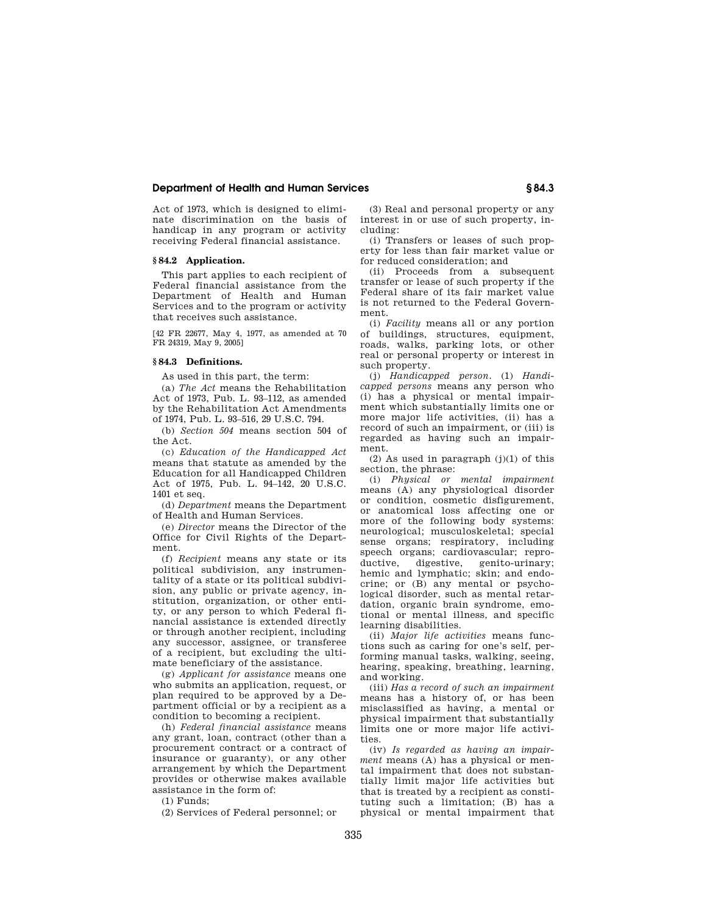Act of 1973, which is designed to eliminate discrimination on the basis of handicap in any program or activity receiving Federal financial assistance.

### § 84.2 Application.

This part applies to each recipient of Federal financial assistance from the Department of Health and Human Services and to the program or activity that receives such assistance.

[42 FR 22677, May 4, 1977, as amended at 70 FR 24319, May 9, 2005]

### § 84.3 Definitions.

As used in this part, the term:

(a) *The Act* means the Rehabilitation Act of 1973, Pub. L. 93–112, as amended by the Rehabilitation Act Amendments of 1974, Pub. L. 93–516, 29 U.S.C. 794.

(b) *Section 504* means section 504 of the Act.

(c) *Education of the Handicapped Act* means that statute as amended by the Education for all Handicapped Children Act of 1975, Pub. L. 94–142, 20 U.S.C. 1401 et seq.

(d) *Department* means the Department of Health and Human Services.

(e) *Director* means the Director of the Office for Civil Rights of the Department.

(f) *Recipient* means any state or its political subdivision, any instrumentality of a state or its political subdivision, any public or private agency, institution, organization, or other entity, or any person to which Federal financial assistance is extended directly or through another recipient, including any successor, assignee, or transferee of a recipient, but excluding the ultimate beneficiary of the assistance.

(g) *Applicant for assistance* means one who submits an application, request, or plan required to be approved by a Department official or by a recipient as a condition to becoming a recipient.

(h) *Federal financial assistance* means any grant, loan, contract (other than a procurement contract or a contract of insurance or guaranty), or any other arrangement by which the Department provides or otherwise makes available assistance in the form of:

(1) Funds;

(2) Services of Federal personnel; or

(3) Real and personal property or any interest in or use of such property, including:

(i) Transfers or leases of such property for less than fair market value or for reduced consideration; and

(ii) Proceeds from a subsequent transfer or lease of such property if the Federal share of its fair market value is not returned to the Federal Government.

(i) *Facility* means all or any portion of buildings, structures, equipment, roads, walks, parking lots, or other real or personal property or interest in such property.

(j) *Handicapped person.* (1) *Handicapped persons* means any person who (i) has a physical or mental impairment which substantially limits one or more major life activities, (ii) has a record of such an impairment, or (iii) is regarded as having such an impairment.

(2) As used in paragraph (j)(1) of this section, the phrase:

(i) *Physical or mental impairment* means (A) any physiological disorder or condition, cosmetic disfigurement, or anatomical loss affecting one or more of the following body systems: neurological; musculoskeletal; special sense organs; respiratory, including speech organs; cardiovascular; reproductive, digestive, genito-urinary; hemic and lymphatic; skin; and endocrine; or (B) any mental or psychological disorder, such as mental retardation, organic brain syndrome, emotional or mental illness, and specific learning disabilities.

(ii) *Major life activities* means functions such as caring for one's self, performing manual tasks, walking, seeing, hearing, speaking, breathing, learning, and working.

(iii) *Has a record of such an impairment* means has a history of, or has been misclassified as having, a mental or physical impairment that substantially limits one or more major life activities.

(iv) *Is regarded as having an impairment* means (A) has a physical or mental impairment that does not substantially limit major life activities but that is treated by a recipient as constituting such a limitation; (B) has a physical or mental impairment that